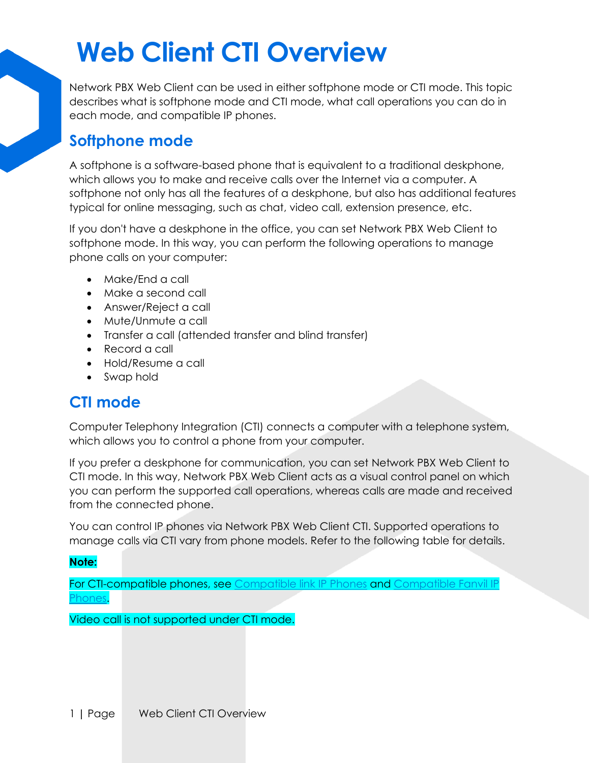# Web Client CTI Overview

Network PBX Web Client can be used in either softphone mode or CTI mode. This topic describes what is softphone mode and CTI mode, what call operations you can do in each mode, and compatible IP phones.

## Softphone mode

A softphone is a software-based phone that is equivalent to a traditional deskphone, which allows you to make and receive calls over the Internet via a computer. A softphone not only has all the features of a deskphone, but also has additional features typical for online messaging, such as chat, video call, extension presence, etc.

If you don't have a deskphone in the office, you can set Network PBX Web Client to softphone mode. In this way, you can perform the following operations to manage phone calls on your computer:

- Make/End a call
- Make a second call
- Answer/Reject a call
- Mute/Unmute a call
- Transfer a call (attended transfer and blind transfer)
- Record a call
- Hold/Resume a call
- Swap hold

## CTI mode

Computer Telephony Integration (CTI) connects a computer with a telephone system, which allows you to control a phone from your computer.

If you prefer a deskphone for communication, you can set Network PBX Web Client to CTI mode. In this way, Network PBX Web Client acts as a visual control panel on which you can perform the supported call operations, whereas calls are made and received from the connected phone.

You can control IP phones via Network PBX Web Client CTI. Supported operations to manage calls via CTI vary from phone models. Refer to the following table for details.

**Note:**

For CTI-compatible phones, see Compatible link IP Phones and Compatible Fanvil IP Phones.

Video call is not supported under CTI mode.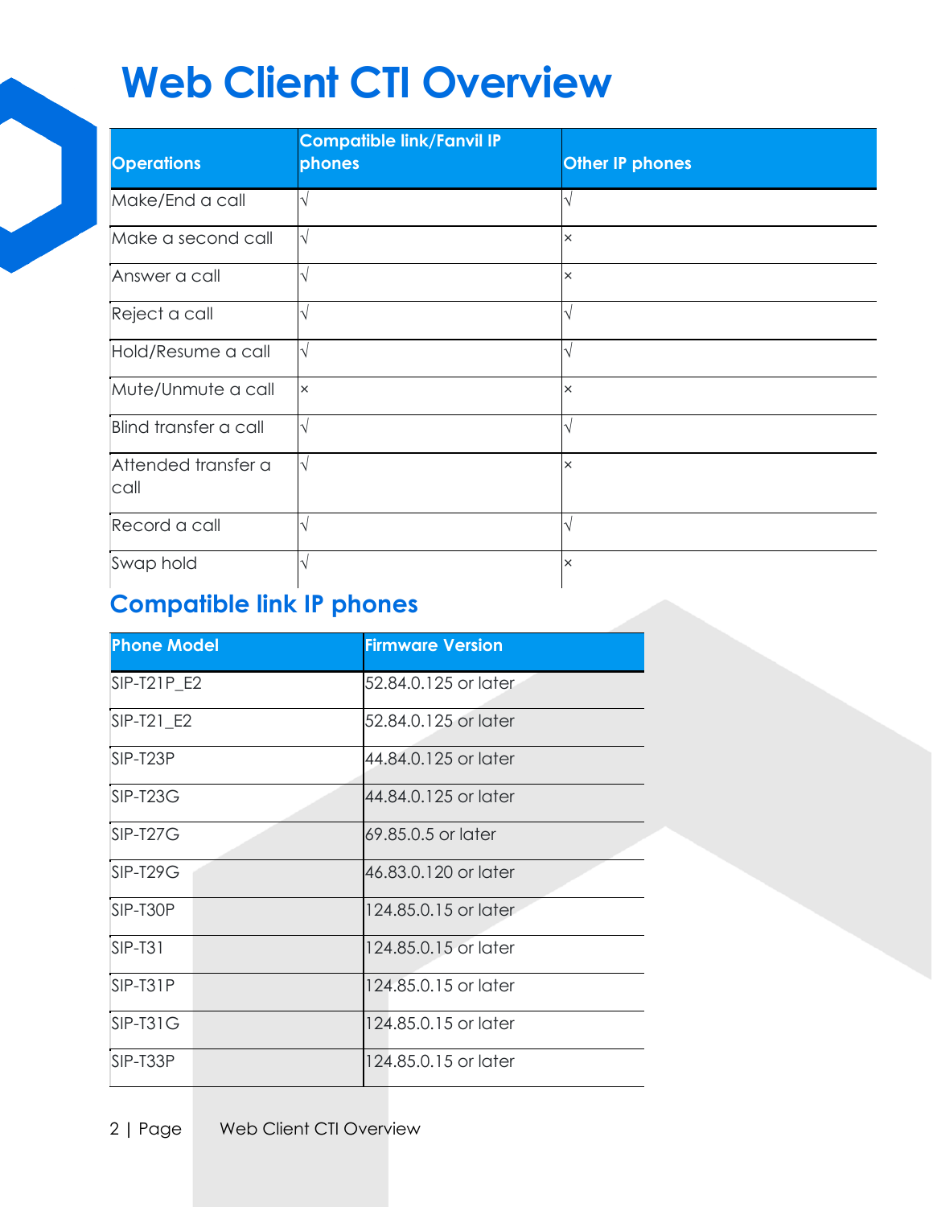# Web Client CTI Overview

| Operations | Compatible link/Fanvil IP phones | Other IP phones |
|---|---|---|
| Make/End a call | √ | √ |
| Make a second call | √ | × |
| Answer a call | √ | × |
| Reject a call | √ | √ |
| Hold/Resume a call | √ | √ |
| Mute/Unmute a call | × | × |
| Blind transfer a call | √ | √ |
| Attended transfer a call | √ | × |
| Record a call | √ | √ |
| Swap hold | √ | × |

## Compatible link IP phones

| Phone Model | Firmware Version |
|---|---|
| SIP-T21P_E2 | 52.84.0.125 or later |
| SIP-T21_E2 | 52.84.0.125 or later |
| SIP-T23P | 44.84.0.125 or later |
| SIP-T23G | 44.84.0.125 or later |
| SIP-T27G | 69.85.0.5 or later |
| SIP-T29G | 46.83.0.120 or later |
| SIP-T30P | 124.85.0.15 or later |
| SIP-T31 | 124.85.0.15 or later |
| SIP-T31P | 124.85.0.15 or later |
| SIP-T31G | 124.85.0.15 or later |
| SIP-T33P | 124.85.0.15 or later |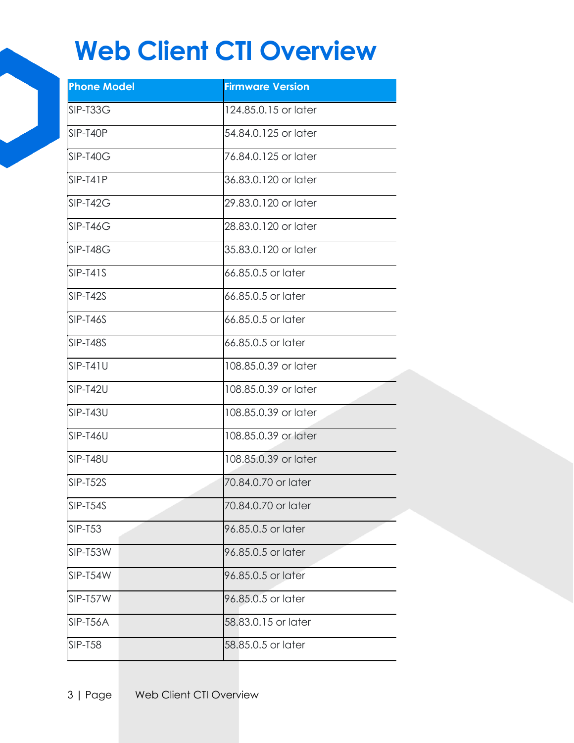# Web Client CTI Overview

| Phone Model | Firmware Version |
| --- | --- |
| SIP-T33G | 124.85.0.15 or later |
| SIP-T40P | 54.84.0.125 or later |
| SIP-T40G | 76.84.0.125 or later |
| SIP-T41P | 36.83.0.120 or later |
| SIP-T42G | 29.83.0.120 or later |
| SIP-T46G | 28.83.0.120 or later |
| SIP-T48G | 35.83.0.120 or later |
| SIP-T41S | 66.85.0.5 or later |
| SIP-T42S | 66.85.0.5 or later |
| SIP-T46S | 66.85.0.5 or later |
| SIP-T48S | 66.85.0.5 or later |
| SIP-T41U | 108.85.0.39 or later |
| SIP-T42U | 108.85.0.39 or later |
| SIP-T43U | 108.85.0.39 or later |
| SIP-T46U | 108.85.0.39 or later |
| SIP-T48U | 108.85.0.39 or later |
| SIP-T52S | 70.84.0.70 or later |
| SIP-T54S | 70.84.0.70 or later |
| SIP-T53 | 96.85.0.5 or later |
| SIP-T53W | 96.85.0.5 or later |
| SIP-T54W | 96.85.0.5 or later |
| SIP-T57W | 96.85.0.5 or later |
| SIP-T56A | 58.83.0.15 or later |
| SIP-T58 | 58.85.0.5 or later |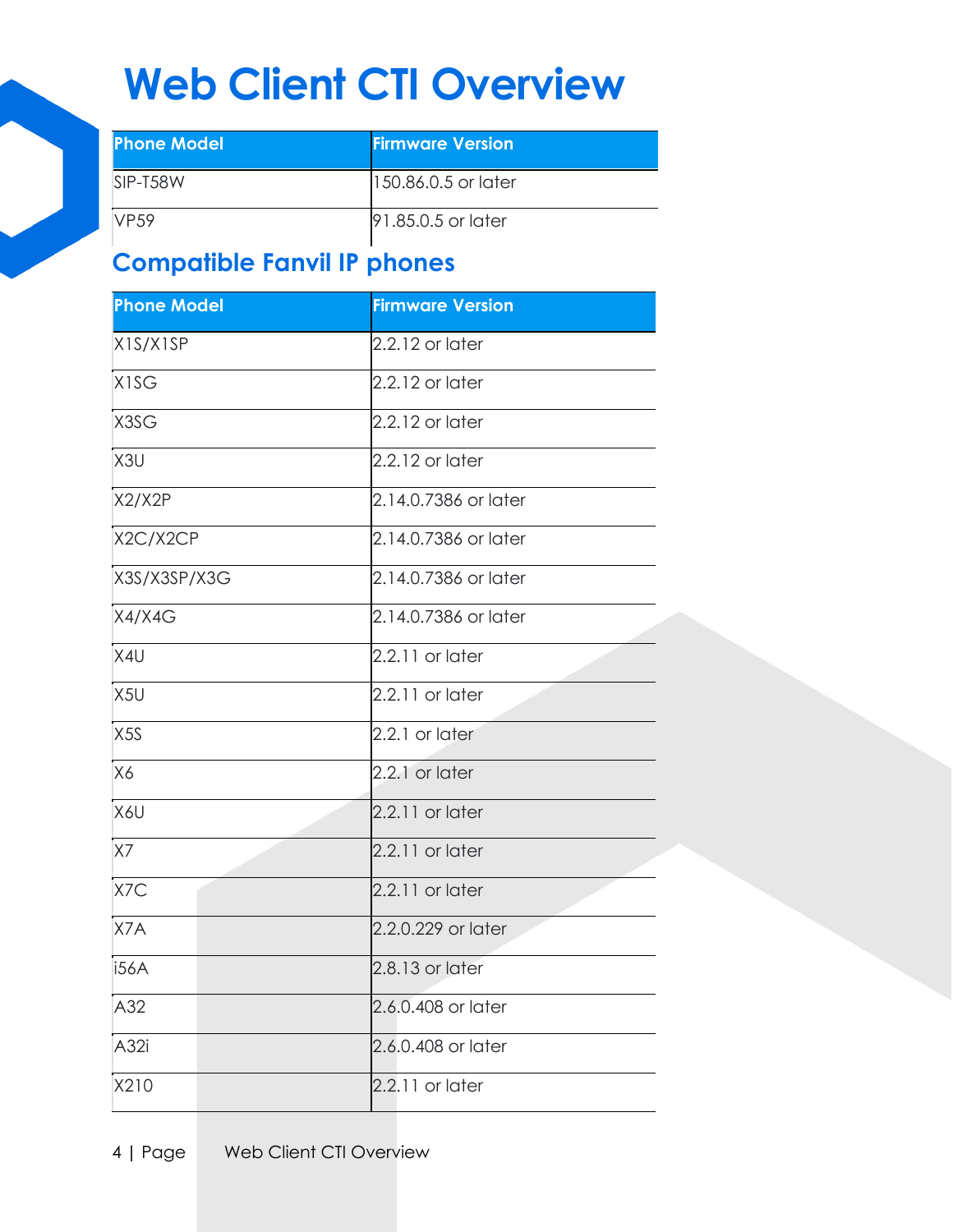# Web Client CTI Overview

| Phone Model | Firmware Version |
| --- | --- |
| SIP-T58W | 150.86.0.5 or later |
| VP59 | 91.85.0.5 or later |

## Compatible Fanvil IP phones

| Phone Model | Firmware Version |
| --- | --- |
| X1S/X1SP | 2.2.12 or later |
| X1SG | 2.2.12 or later |
| X3SG | 2.2.12 or later |
| X3U | 2.2.12 or later |
| X2/X2P | 2.14.0.7386 or later |
| X2C/X2CP | 2.14.0.7386 or later |
| X3S/X3SP/X3G | 2.14.0.7386 or later |
| X4/X4G | 2.14.0.7386 or later |
| X4U | 2.2.11 or later |
| X5U | 2.2.11 or later |
| X5S | 2.2.1 or later |
| X6 | 2.2.1 or later |
| X6U | 2.2.11 or later |
| X7 | 2.2.11 or later |
| X7C | 2.2.11 or later |
| X7A | 2.2.0.229 or later |
| i56A | 2.8.13 or later |
| A32 | 2.6.0.408 or later |
| A32i | 2.6.0.408 or later |
| X210 | 2.2.11 or later |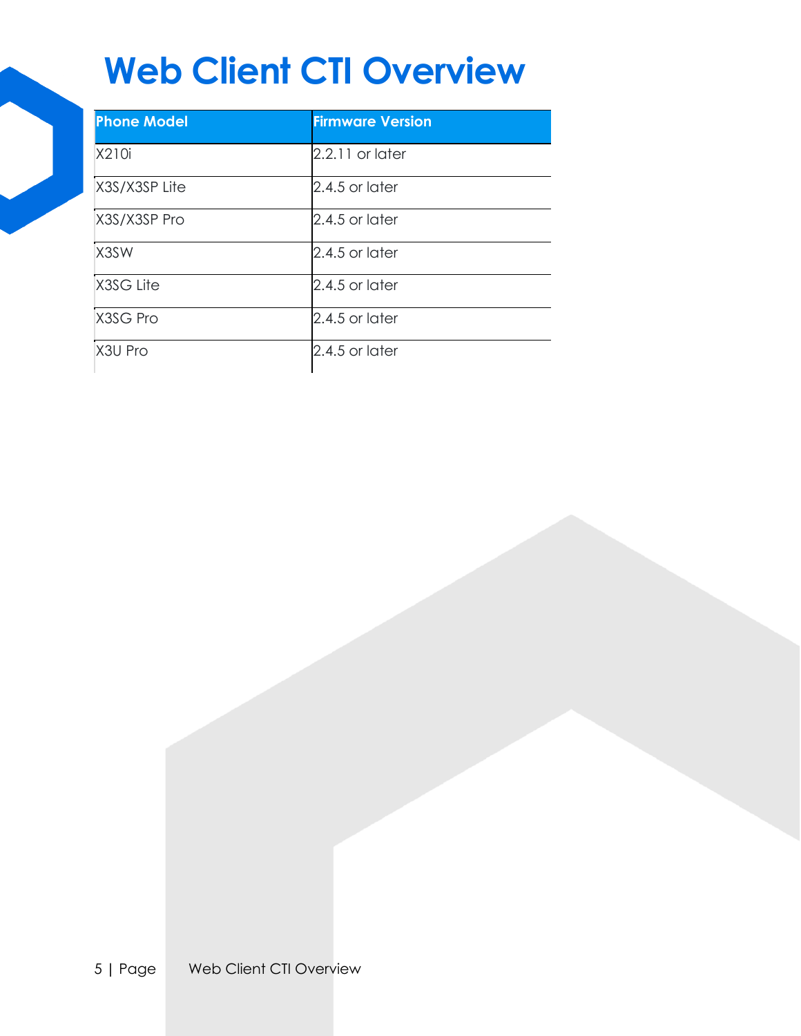# Web Client CTI Overview

| Phone Model | Firmware Version |
|---|---|
| X210i | 2.2.11 or later |
| X3S/X3SP Lite | 2.4.5 or later |
| X3S/X3SP Pro | 2.4.5 or later |
| X3SW | 2.4.5 or later |
| X3SG Lite | 2.4.5 or later |
| X3SG Pro | 2.4.5 or later |
| X3U Pro | 2.4.5 or later |